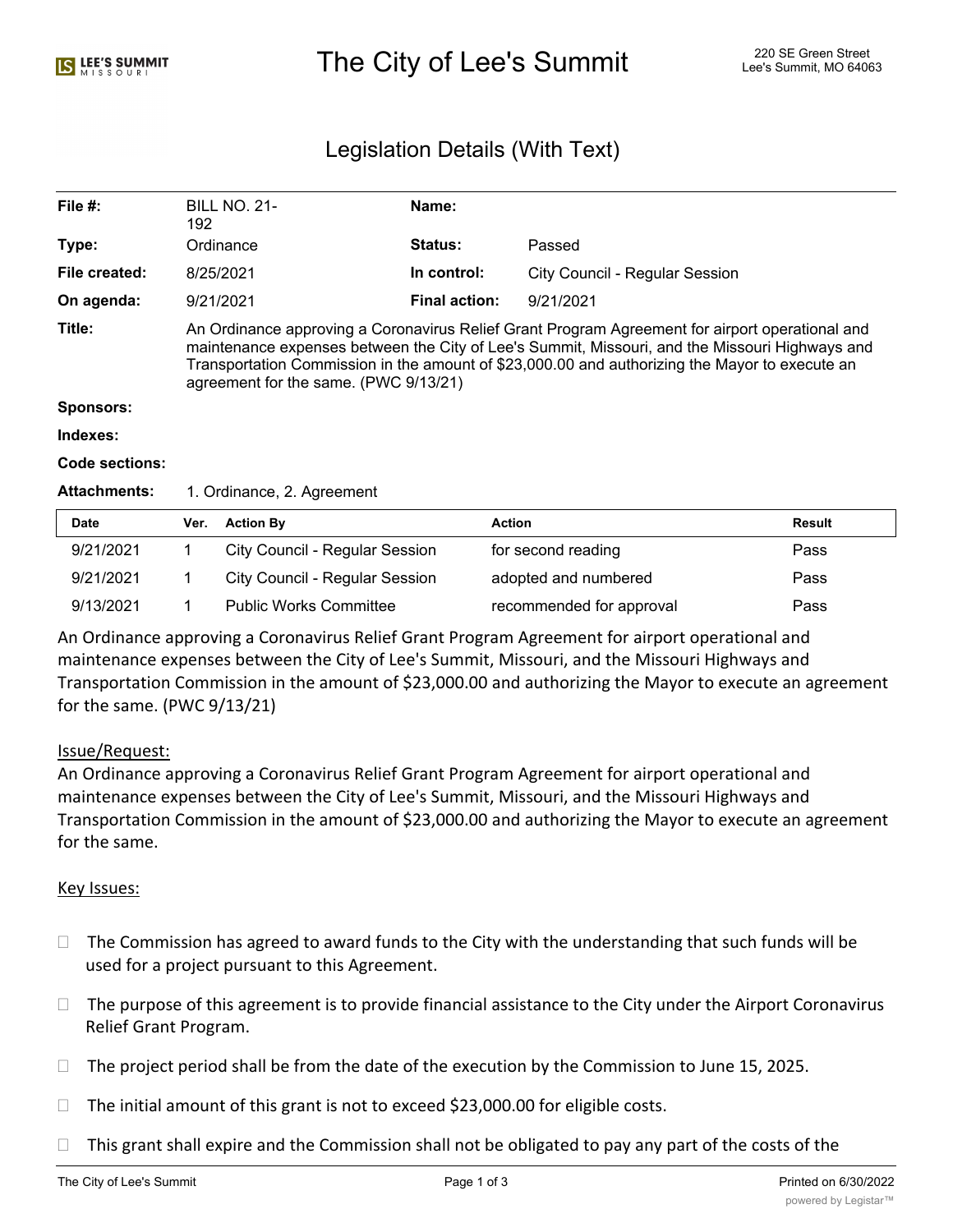# The City of Lee's Summit

220 SE Green Street
Lee's Summit, MO 64063

## Legislation Details (With Text)

| | | | |
|---|---|---|---|
| **File #:** | BILL NO. 21-192 | **Name:** | |
| **Type:** | Ordinance | **Status:** | Passed |
| **File created:** | 8/25/2021 | **In control:** | City Council - Regular Session |
| **On agenda:** | 9/21/2021 | **Final action:** | 9/21/2021 |

**Title:** An Ordinance approving a Coronavirus Relief Grant Program Agreement for airport operational and maintenance expenses between the City of Lee's Summit, Missouri, and the Missouri Highways and Transportation Commission in the amount of $23,000.00 and authorizing the Mayor to execute an agreement for the same. (PWC 9/13/21)

**Sponsors:**

**Indexes:**

**Code sections:**

**Attachments:** 1. Ordinance, 2. Agreement

| Date | Ver. | Action By | Action | Result |
|---|---|---|---|---|
| 9/21/2021 | 1 | City Council - Regular Session | for second reading | Pass |
| 9/21/2021 | 1 | City Council - Regular Session | adopted and numbered | Pass |
| 9/13/2021 | 1 | Public Works Committee | recommended for approval | Pass |

An Ordinance approving a Coronavirus Relief Grant Program Agreement for airport operational and maintenance expenses between the City of Lee's Summit, Missouri, and the Missouri Highways and Transportation Commission in the amount of $23,000.00 and authorizing the Mayor to execute an agreement for the same. (PWC 9/13/21)

Issue/Request:

An Ordinance approving a Coronavirus Relief Grant Program Agreement for airport operational and maintenance expenses between the City of Lee's Summit, Missouri, and the Missouri Highways and Transportation Commission in the amount of $23,000.00 and authorizing the Mayor to execute an agreement for the same.

Key Issues:

- The Commission has agreed to award funds to the City with the understanding that such funds will be used for a project pursuant to this Agreement.
- The purpose of this agreement is to provide financial assistance to the City under the Airport Coronavirus Relief Grant Program.
- The project period shall be from the date of the execution by the Commission to June 15, 2025.
- The initial amount of this grant is not to exceed $23,000.00 for eligible costs.
- This grant shall expire and the Commission shall not be obligated to pay any part of the costs of the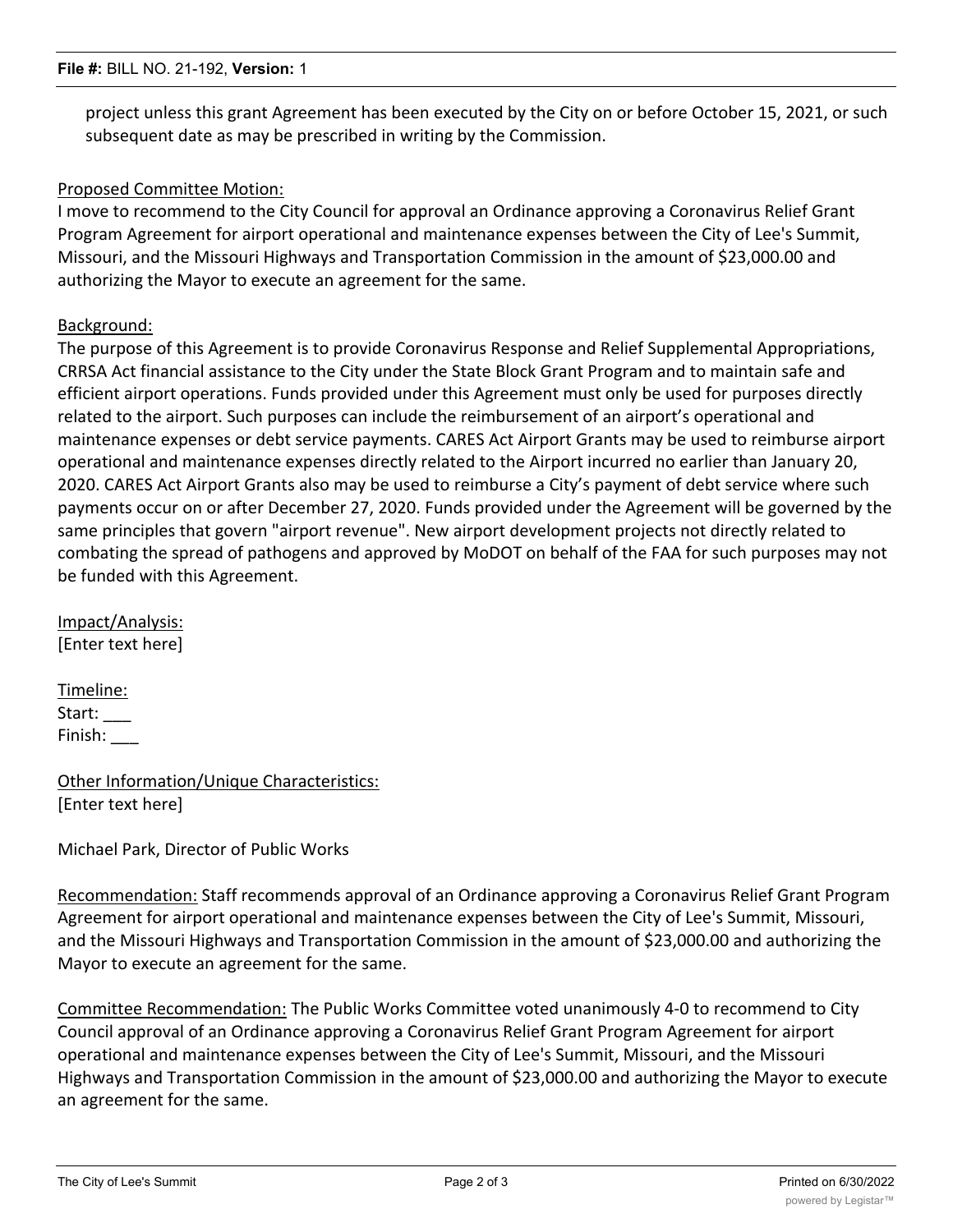project unless this grant Agreement has been executed by the City on or before October 15, 2021, or such subsequent date as may be prescribed in writing by the Commission.

Proposed Committee Motion:
I move to recommend to the City Council for approval an Ordinance approving a Coronavirus Relief Grant Program Agreement for airport operational and maintenance expenses between the City of Lee's Summit, Missouri, and the Missouri Highways and Transportation Commission in the amount of $23,000.00 and authorizing the Mayor to execute an agreement for the same.

Background:
The purpose of this Agreement is to provide Coronavirus Response and Relief Supplemental Appropriations, CRRSA Act financial assistance to the City under the State Block Grant Program and to maintain safe and efficient airport operations. Funds provided under this Agreement must only be used for purposes directly related to the airport. Such purposes can include the reimbursement of an airport's operational and maintenance expenses or debt service payments. CARES Act Airport Grants may be used to reimburse airport operational and maintenance expenses directly related to the Airport incurred no earlier than January 20, 2020. CARES Act Airport Grants also may be used to reimburse a City's payment of debt service where such payments occur on or after December 27, 2020. Funds provided under the Agreement will be governed by the same principles that govern "airport revenue". New airport development projects not directly related to combating the spread of pathogens and approved by MoDOT on behalf of the FAA for such purposes may not be funded with this Agreement.

Impact/Analysis:
[Enter text here]

Timeline:
Start: ___
Finish: ___

Other Information/Unique Characteristics:
[Enter text here]

Michael Park, Director of Public Works

Recommendation: Staff recommends approval of an Ordinance approving a Coronavirus Relief Grant Program Agreement for airport operational and maintenance expenses between the City of Lee's Summit, Missouri, and the Missouri Highways and Transportation Commission in the amount of $23,000.00 and authorizing the Mayor to execute an agreement for the same.

Committee Recommendation: The Public Works Committee voted unanimously 4-0 to recommend to City Council approval of an Ordinance approving a Coronavirus Relief Grant Program Agreement for airport operational and maintenance expenses between the City of Lee's Summit, Missouri, and the Missouri Highways and Transportation Commission in the amount of $23,000.00 and authorizing the Mayor to execute an agreement for the same.